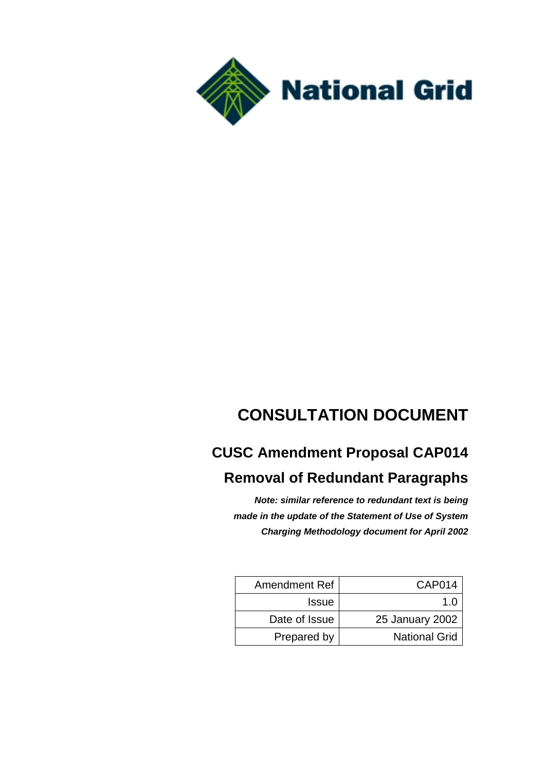National Grid

# CONSULTATION DOCUMENT

## CUSC Amendment Proposal CAP014

## Removal of Redundant Paragraphs

***Note: similar reference to redundant text is being made in the update of the Statement of Use of System Charging Methodology document for April 2002***

| Amendment Ref | CAP014 |
|---|---|
| Issue | 1.0 |
| Date of Issue | 25 January 2002 |
| Prepared by | National Grid |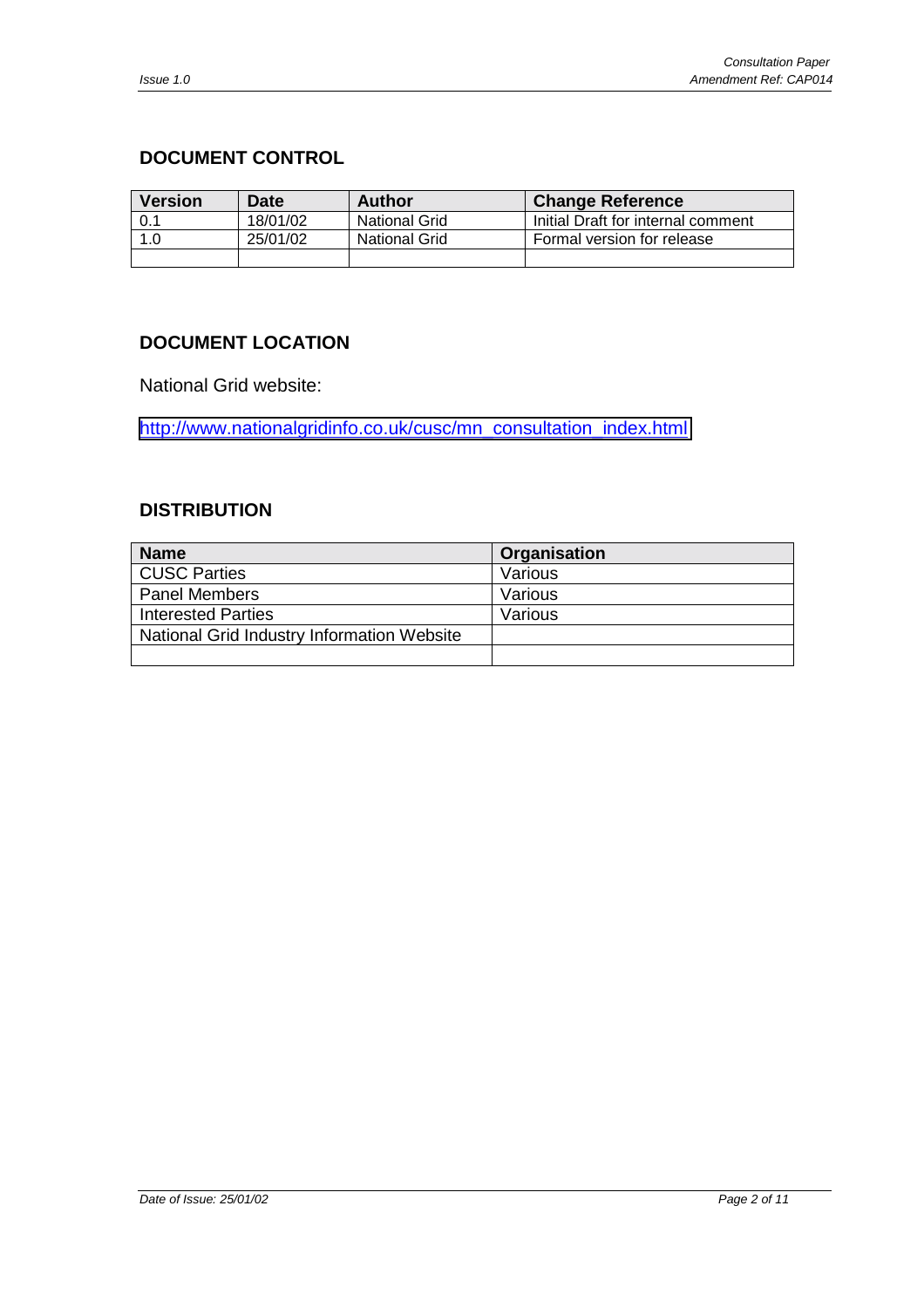## DOCUMENT CONTROL

| Version | Date | Author | Change Reference |
|---|---|---|---|
| 0.1 | 18/01/02 | National Grid | Initial Draft for internal comment |
| 1.0 | 25/01/02 | National Grid | Formal version for release |
| | | | |

## DOCUMENT LOCATION

National Grid website:

http://www.nationalgridinfo.co.uk/cusc/mn_consultation_index.html

## DISTRIBUTION

| Name | Organisation |
|---|---|
| CUSC Parties | Various |
| Panel Members | Various |
| Interested Parties | Various |
| National Grid Industry Information Website | |
| | |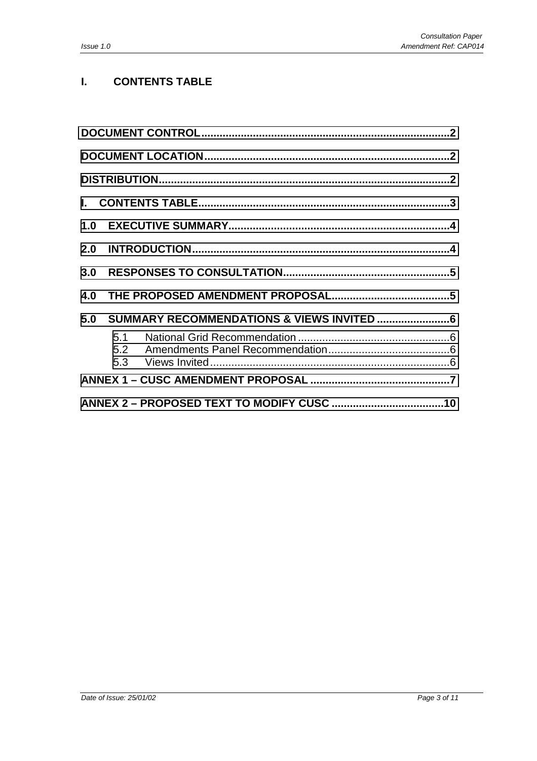# I. CONTENTS TABLE

DOCUMENT CONTROL ..... 2

DOCUMENT LOCATION ..... 2

DISTRIBUTION ..... 2

I. CONTENTS TABLE ..... 3

1.0 EXECUTIVE SUMMARY ..... 4

2.0 INTRODUCTION ..... 4

3.0 RESPONSES TO CONSULTATION ..... 5

4.0 THE PROPOSED AMENDMENT PROPOSAL ..... 5

5.0 SUMMARY RECOMMENDATIONS & VIEWS INVITED ..... 6

- 5.1 National Grid Recommendation ..... 6
- 5.2 Amendments Panel Recommendation ..... 6
- 5.3 Views Invited ..... 6

ANNEX 1 – CUSC AMENDMENT PROPOSAL ..... 7

ANNEX 2 – PROPOSED TEXT TO MODIFY CUSC ..... 10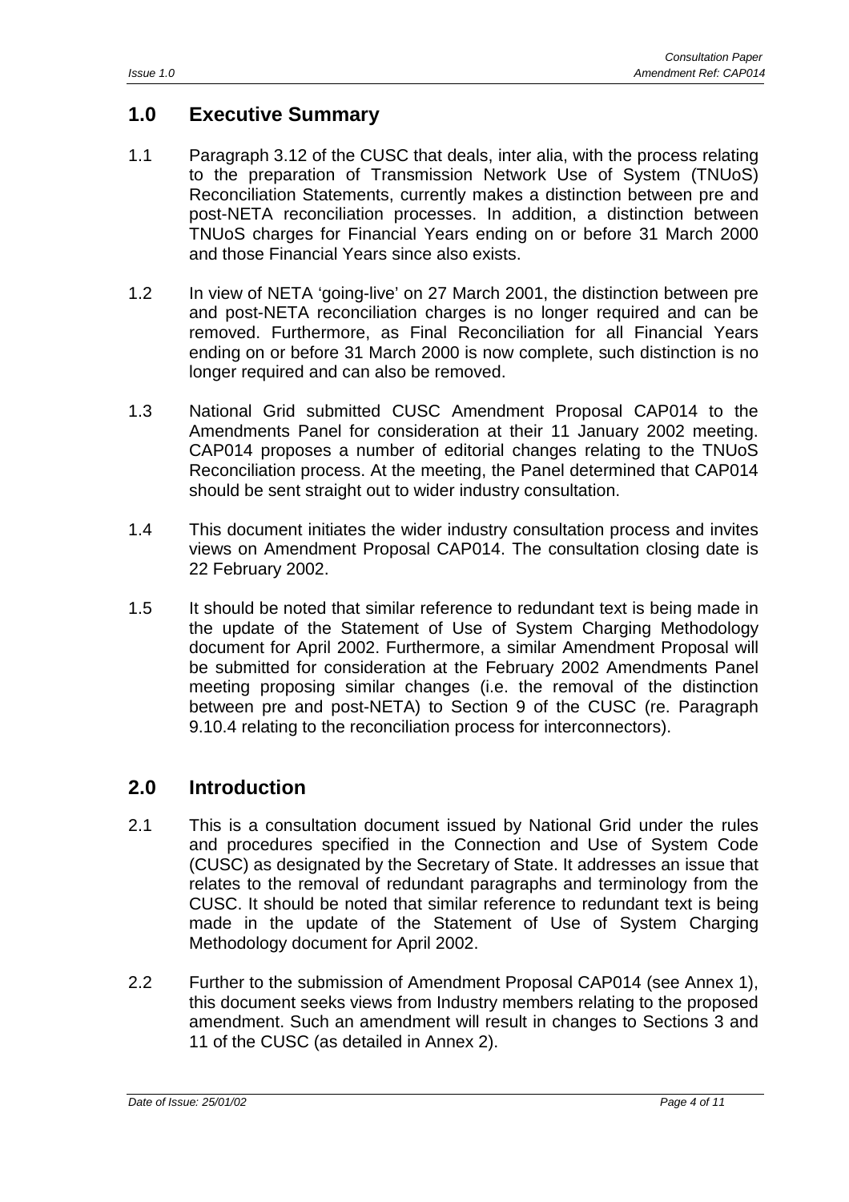## 1.0 Executive Summary

1.1 Paragraph 3.12 of the CUSC that deals, inter alia, with the process relating to the preparation of Transmission Network Use of System (TNUoS) Reconciliation Statements, currently makes a distinction between pre and post-NETA reconciliation processes. In addition, a distinction between TNUoS charges for Financial Years ending on or before 31 March 2000 and those Financial Years since also exists.

1.2 In view of NETA 'going-live' on 27 March 2001, the distinction between pre and post-NETA reconciliation charges is no longer required and can be removed. Furthermore, as Final Reconciliation for all Financial Years ending on or before 31 March 2000 is now complete, such distinction is no longer required and can also be removed.

1.3 National Grid submitted CUSC Amendment Proposal CAP014 to the Amendments Panel for consideration at their 11 January 2002 meeting. CAP014 proposes a number of editorial changes relating to the TNUoS Reconciliation process. At the meeting, the Panel determined that CAP014 should be sent straight out to wider industry consultation.

1.4 This document initiates the wider industry consultation process and invites views on Amendment Proposal CAP014. The consultation closing date is 22 February 2002.

1.5 It should be noted that similar reference to redundant text is being made in the update of the Statement of Use of System Charging Methodology document for April 2002. Furthermore, a similar Amendment Proposal will be submitted for consideration at the February 2002 Amendments Panel meeting proposing similar changes (i.e. the removal of the distinction between pre and post-NETA) to Section 9 of the CUSC (re. Paragraph 9.10.4 relating to the reconciliation process for interconnectors).

## 2.0 Introduction

2.1 This is a consultation document issued by National Grid under the rules and procedures specified in the Connection and Use of System Code (CUSC) as designated by the Secretary of State. It addresses an issue that relates to the removal of redundant paragraphs and terminology from the CUSC. It should be noted that similar reference to redundant text is being made in the update of the Statement of Use of System Charging Methodology document for April 2002.

2.2 Further to the submission of Amendment Proposal CAP014 (see Annex 1), this document seeks views from Industry members relating to the proposed amendment. Such an amendment will result in changes to Sections 3 and 11 of the CUSC (as detailed in Annex 2).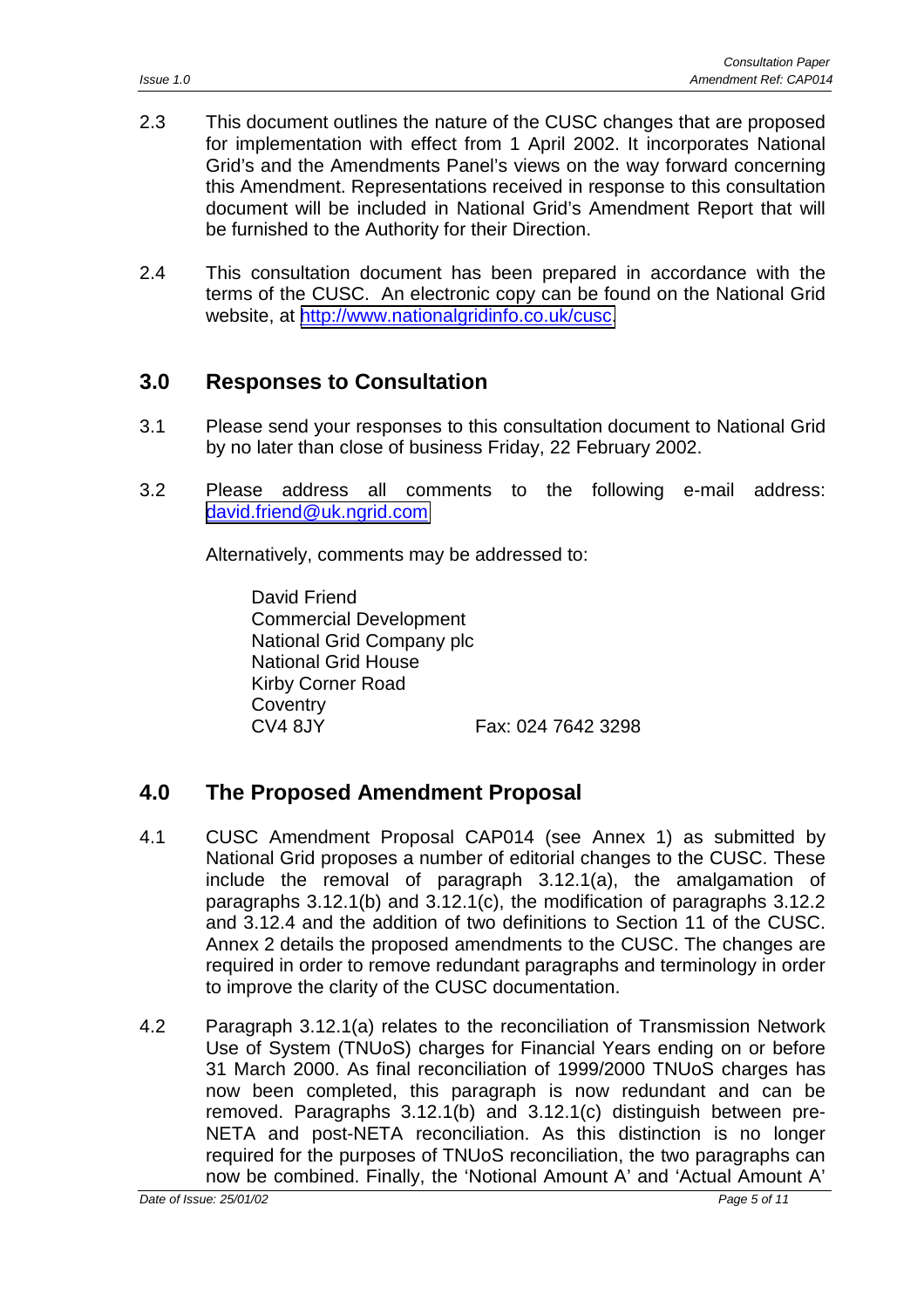2.3 This document outlines the nature of the CUSC changes that are proposed for implementation with effect from 1 April 2002. It incorporates National Grid's and the Amendments Panel's views on the way forward concerning this Amendment. Representations received in response to this consultation document will be included in National Grid's Amendment Report that will be furnished to the Authority for their Direction.

2.4 This consultation document has been prepared in accordance with the terms of the CUSC. An electronic copy can be found on the National Grid website, at http://www.nationalgridinfo.co.uk/cusc.

## 3.0 Responses to Consultation

3.1 Please send your responses to this consultation document to National Grid by no later than close of business Friday, 22 February 2002.

3.2 Please address all comments to the following e-mail address: david.friend@uk.ngrid.com

Alternatively, comments may be addressed to:

David Friend
Commercial Development
National Grid Company plc
National Grid House
Kirby Corner Road
Coventry
CV4 8JY Fax: 024 7642 3298

## 4.0 The Proposed Amendment Proposal

4.1 CUSC Amendment Proposal CAP014 (see Annex 1) as submitted by National Grid proposes a number of editorial changes to the CUSC. These include the removal of paragraph 3.12.1(a), the amalgamation of paragraphs 3.12.1(b) and 3.12.1(c), the modification of paragraphs 3.12.2 and 3.12.4 and the addition of two definitions to Section 11 of the CUSC. Annex 2 details the proposed amendments to the CUSC. The changes are required in order to remove redundant paragraphs and terminology in order to improve the clarity of the CUSC documentation.

4.2 Paragraph 3.12.1(a) relates to the reconciliation of Transmission Network Use of System (TNUoS) charges for Financial Years ending on or before 31 March 2000. As final reconciliation of 1999/2000 TNUoS charges has now been completed, this paragraph is now redundant and can be removed. Paragraphs 3.12.1(b) and 3.12.1(c) distinguish between pre-NETA and post-NETA reconciliation. As this distinction is no longer required for the purposes of TNUoS reconciliation, the two paragraphs can now be combined. Finally, the 'Notional Amount A' and 'Actual Amount A'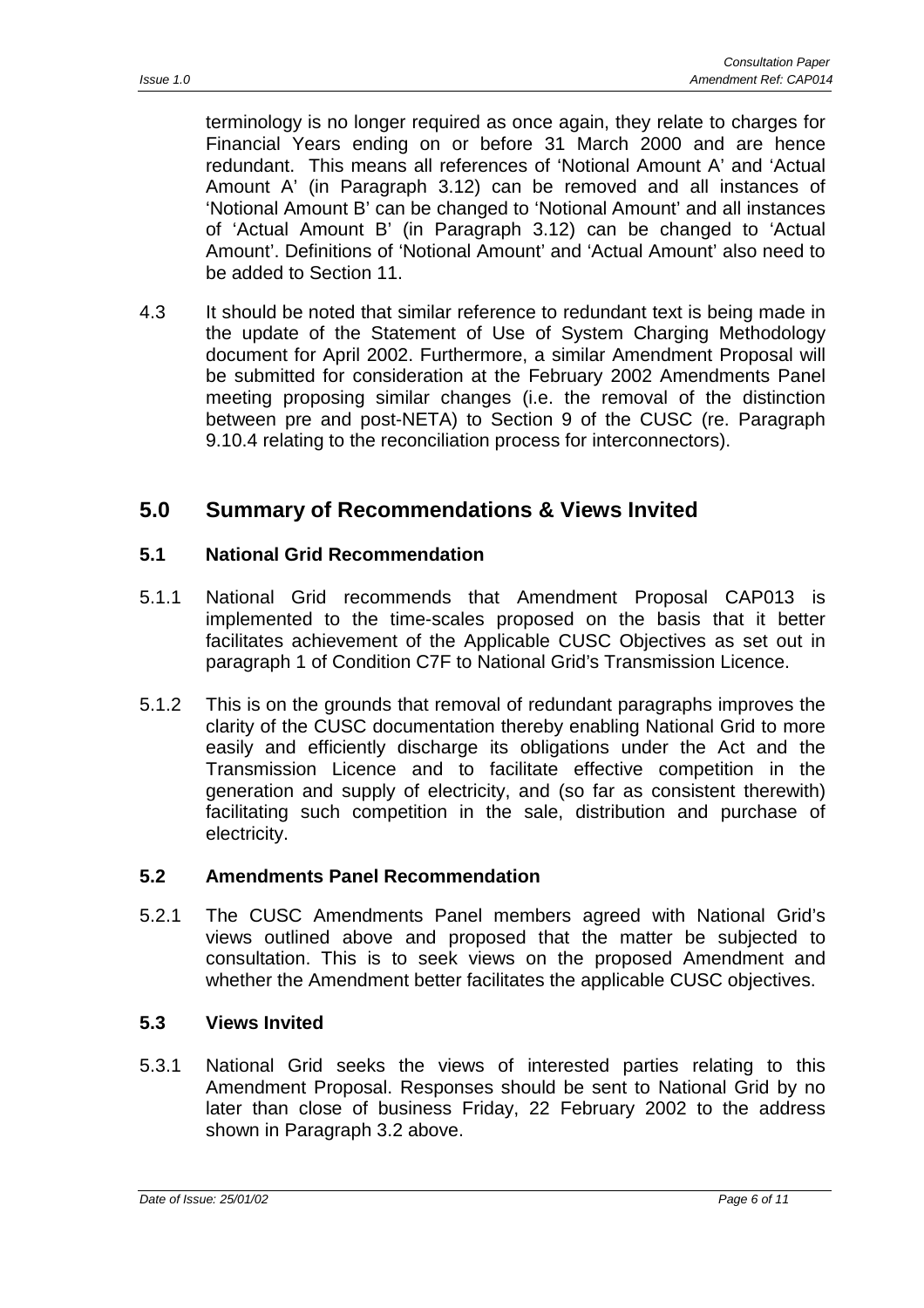terminology is no longer required as once again, they relate to charges for Financial Years ending on or before 31 March 2000 and are hence redundant. This means all references of 'Notional Amount A' and 'Actual Amount A' (in Paragraph 3.12) can be removed and all instances of 'Notional Amount B' can be changed to 'Notional Amount' and all instances of 'Actual Amount B' (in Paragraph 3.12) can be changed to 'Actual Amount'. Definitions of 'Notional Amount' and 'Actual Amount' also need to be added to Section 11.

4.3 It should be noted that similar reference to redundant text is being made in the update of the Statement of Use of System Charging Methodology document for April 2002. Furthermore, a similar Amendment Proposal will be submitted for consideration at the February 2002 Amendments Panel meeting proposing similar changes (i.e. the removal of the distinction between pre and post-NETA) to Section 9 of the CUSC (re. Paragraph 9.10.4 relating to the reconciliation process for interconnectors).

## 5.0 Summary of Recommendations & Views Invited

### 5.1 National Grid Recommendation

5.1.1 National Grid recommends that Amendment Proposal CAP013 is implemented to the time-scales proposed on the basis that it better facilitates achievement of the Applicable CUSC Objectives as set out in paragraph 1 of Condition C7F to National Grid's Transmission Licence.

5.1.2 This is on the grounds that removal of redundant paragraphs improves the clarity of the CUSC documentation thereby enabling National Grid to more easily and efficiently discharge its obligations under the Act and the Transmission Licence and to facilitate effective competition in the generation and supply of electricity, and (so far as consistent therewith) facilitating such competition in the sale, distribution and purchase of electricity.

### 5.2 Amendments Panel Recommendation

5.2.1 The CUSC Amendments Panel members agreed with National Grid's views outlined above and proposed that the matter be subjected to consultation. This is to seek views on the proposed Amendment and whether the Amendment better facilitates the applicable CUSC objectives.

### 5.3 Views Invited

5.3.1 National Grid seeks the views of interested parties relating to this Amendment Proposal. Responses should be sent to National Grid by no later than close of business Friday, 22 February 2002 to the address shown in Paragraph 3.2 above.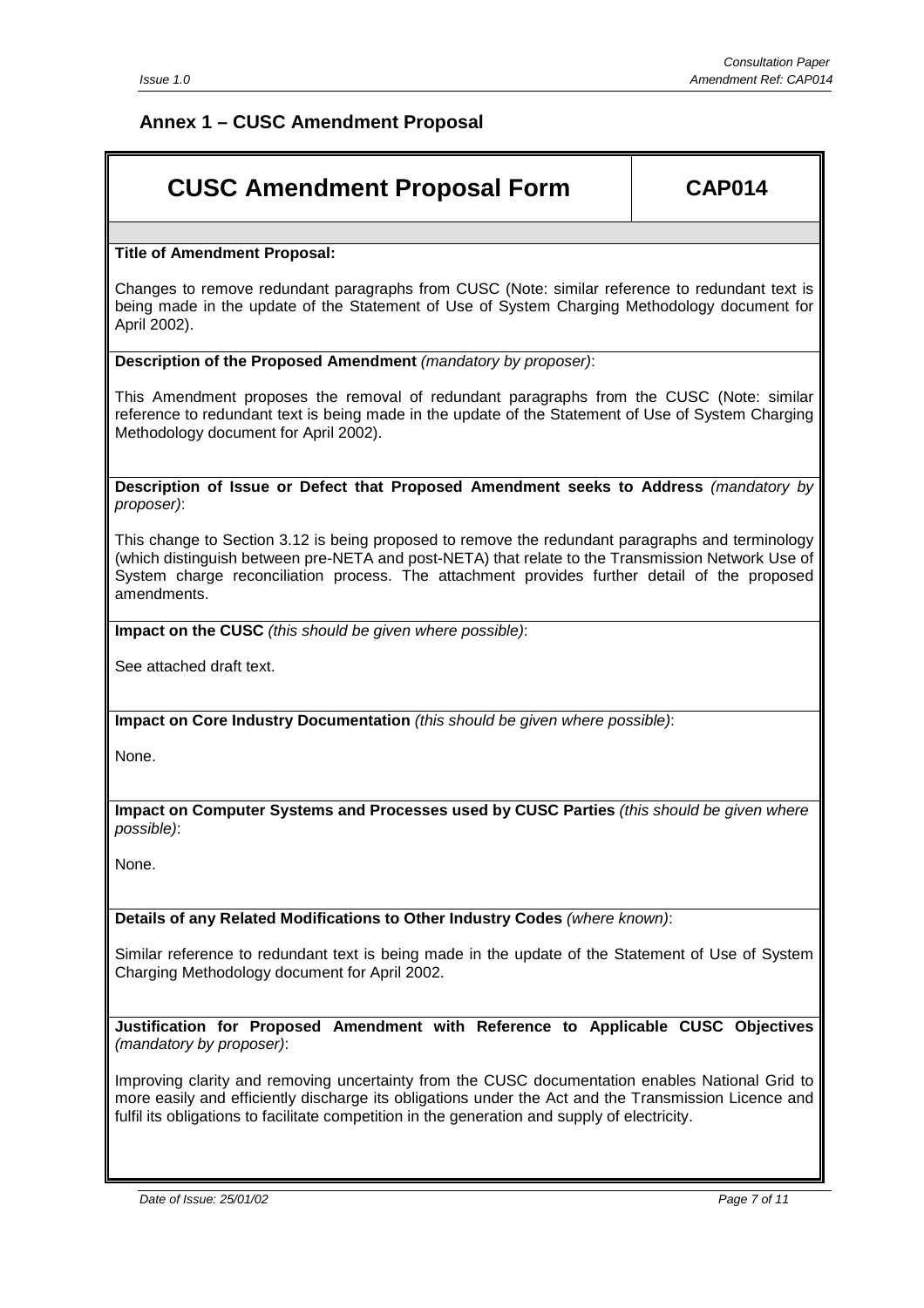## Annex 1 – CUSC Amendment Proposal

| CUSC Amendment Proposal Form | CAP014 |
|---|---|

**Title of Amendment Proposal:**

Changes to remove redundant paragraphs from CUSC (Note: similar reference to redundant text is being made in the update of the Statement of Use of System Charging Methodology document for April 2002).

**Description of the Proposed Amendment** *(mandatory by proposer)*:

This Amendment proposes the removal of redundant paragraphs from the CUSC (Note: similar reference to redundant text is being made in the update of the Statement of Use of System Charging Methodology document for April 2002).

**Description of Issue or Defect that Proposed Amendment seeks to Address** *(mandatory by proposer)*:

This change to Section 3.12 is being proposed to remove the redundant paragraphs and terminology (which distinguish between pre-NETA and post-NETA) that relate to the Transmission Network Use of System charge reconciliation process. The attachment provides further detail of the proposed amendments.

**Impact on the CUSC** *(this should be given where possible)*:

See attached draft text.

**Impact on Core Industry Documentation** *(this should be given where possible)*:

None.

**Impact on Computer Systems and Processes used by CUSC Parties** *(this should be given where possible)*:

None.

**Details of any Related Modifications to Other Industry Codes** *(where known)*:

Similar reference to redundant text is being made in the update of the Statement of Use of System Charging Methodology document for April 2002.

**Justification for Proposed Amendment with Reference to Applicable CUSC Objectives** *(mandatory by proposer)*:

Improving clarity and removing uncertainty from the CUSC documentation enables National Grid to more easily and efficiently discharge its obligations under the Act and the Transmission Licence and fulfil its obligations to facilitate competition in the generation and supply of electricity.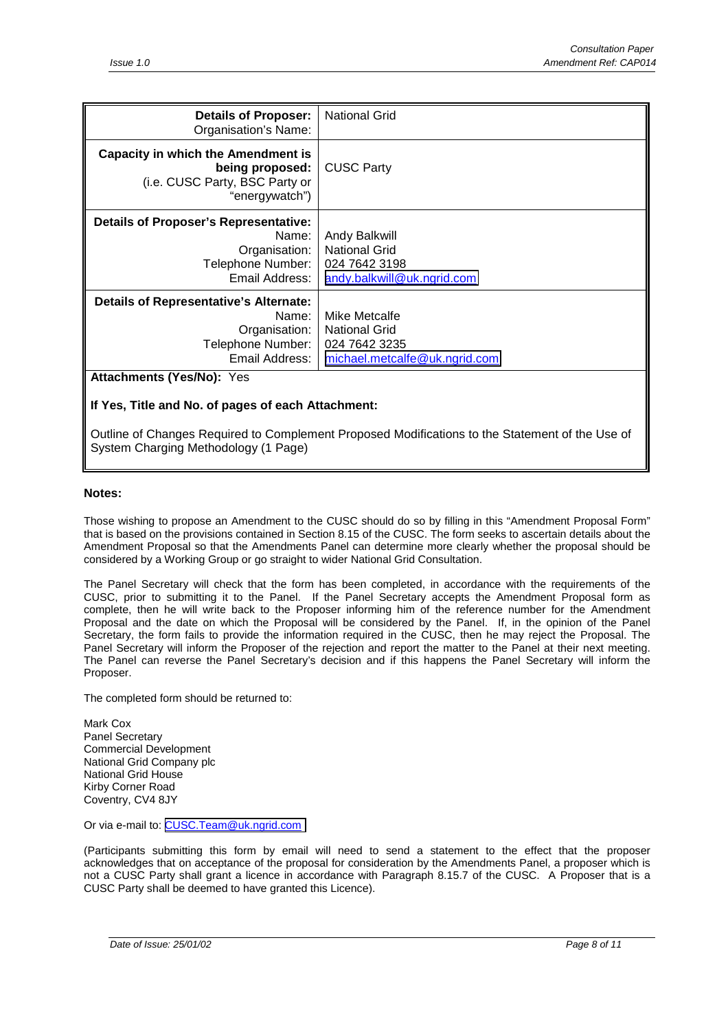| **Details of Proposer:** Organisation's Name: | National Grid |
|---|---|
| **Capacity in which the Amendment is being proposed:** (i.e. CUSC Party, BSC Party or "energywatch") | CUSC Party |
| **Details of Proposer's Representative:** Name: Organisation: Telephone Number: Email Address: | Andy Balkwill National Grid 024 7642 3198 andy.balkwill@uk.ngrid.com |
| **Details of Representative's Alternate:** Name: Organisation: Telephone Number: Email Address: | Mike Metcalfe National Grid 024 7642 3235 michael.metcalfe@uk.ngrid.com |

**Attachments (Yes/No):** Yes

**If Yes, Title and No. of pages of each Attachment:**

Outline of Changes Required to Complement Proposed Modifications to the Statement of the Use of System Charging Methodology (1 Page)

**Notes:**

Those wishing to propose an Amendment to the CUSC should do so by filling in this "Amendment Proposal Form" that is based on the provisions contained in Section 8.15 of the CUSC. The form seeks to ascertain details about the Amendment Proposal so that the Amendments Panel can determine more clearly whether the proposal should be considered by a Working Group or go straight to wider National Grid Consultation.

The Panel Secretary will check that the form has been completed, in accordance with the requirements of the CUSC, prior to submitting it to the Panel. If the Panel Secretary accepts the Amendment Proposal form as complete, then he will write back to the Proposer informing him of the reference number for the Amendment Proposal and the date on which the Proposal will be considered by the Panel. If, in the opinion of the Panel Secretary, the form fails to provide the information required in the CUSC, then he may reject the Proposal. The Panel Secretary will inform the Proposer of the rejection and report the matter to the Panel at their next meeting. The Panel can reverse the Panel Secretary's decision and if this happens the Panel Secretary will inform the Proposer.

The completed form should be returned to:

Mark Cox
Panel Secretary
Commercial Development
National Grid Company plc
National Grid House
Kirby Corner Road
Coventry, CV4 8JY

Or via e-mail to: CUSC.Team@uk.ngrid.com

(Participants submitting this form by email will need to send a statement to the effect that the proposer acknowledges that on acceptance of the proposal for consideration by the Amendments Panel, a proposer which is not a CUSC Party shall grant a licence in accordance with Paragraph 8.15.7 of the CUSC. A Proposer that is a CUSC Party shall be deemed to have granted this Licence).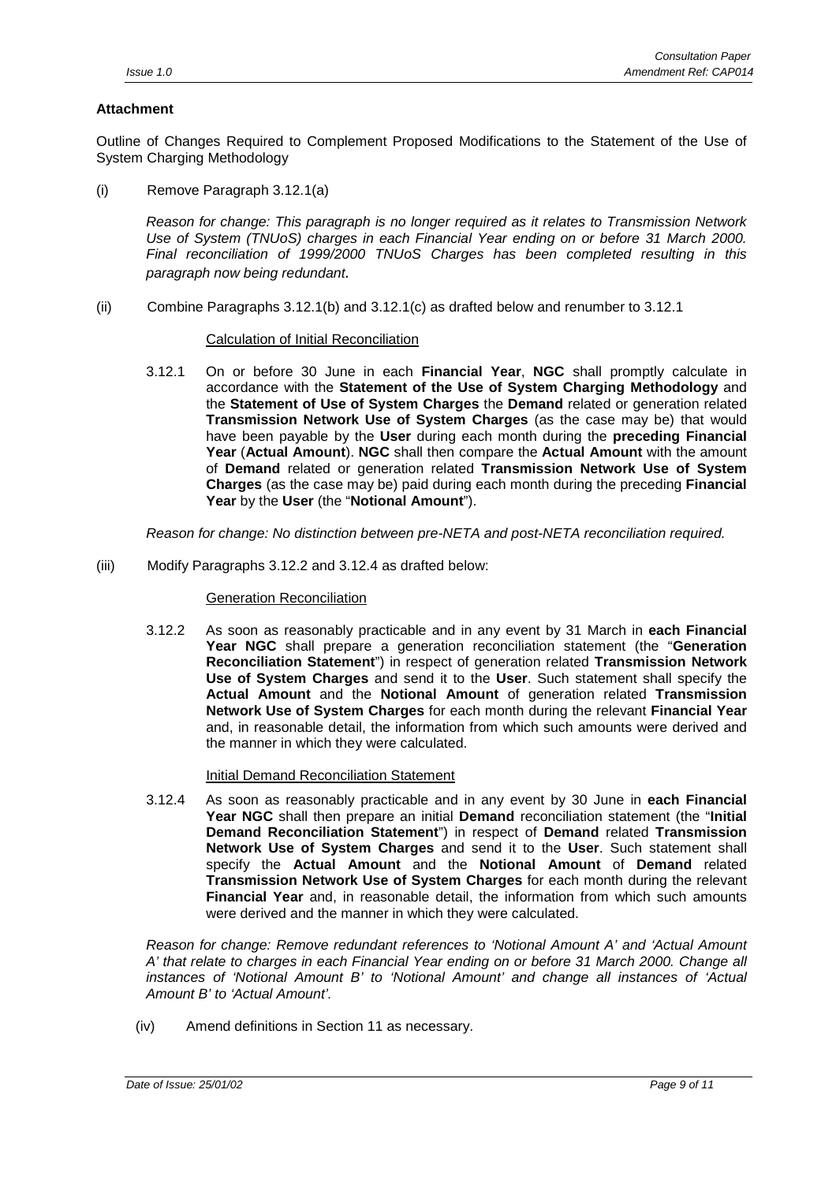**Attachment**

Outline of Changes Required to Complement Proposed Modifications to the Statement of the Use of System Charging Methodology

(i) Remove Paragraph 3.12.1(a)

*Reason for change: This paragraph is no longer required as it relates to Transmission Network Use of System (TNUoS) charges in each Financial Year ending on or before 31 March 2000. Final reconciliation of 1999/2000 TNUoS Charges has been completed resulting in this paragraph now being redundant.*

(ii) Combine Paragraphs 3.12.1(b) and 3.12.1(c) as drafted below and renumber to 3.12.1

<u>Calculation of Initial Reconciliation</u>

3.12.1 On or before 30 June in each **Financial Year**, **NGC** shall promptly calculate in accordance with the **Statement of the Use of System Charging Methodology** and the **Statement of Use of System Charges** the **Demand** related or generation related **Transmission Network Use of System Charges** (as the case may be) that would have been payable by the **User** during each month during the **preceding Financial Year** (**Actual Amount**). **NGC** shall then compare the **Actual Amount** with the amount of **Demand** related or generation related **Transmission Network Use of System Charges** (as the case may be) paid during each month during the preceding **Financial Year** by the **User** (the "**Notional Amount**").

*Reason for change: No distinction between pre-NETA and post-NETA reconciliation required.*

(iii) Modify Paragraphs 3.12.2 and 3.12.4 as drafted below:

<u>Generation Reconciliation</u>

3.12.2 As soon as reasonably practicable and in any event by 31 March in **each Financial Year NGC** shall prepare a generation reconciliation statement (the "**Generation Reconciliation Statement**") in respect of generation related **Transmission Network Use of System Charges** and send it to the **User**. Such statement shall specify the **Actual Amount** and the **Notional Amount** of generation related **Transmission Network Use of System Charges** for each month during the relevant **Financial Year** and, in reasonable detail, the information from which such amounts were derived and the manner in which they were calculated.

<u>Initial Demand Reconciliation Statement</u>

3.12.4 As soon as reasonably practicable and in any event by 30 June in **each Financial Year NGC** shall then prepare an initial **Demand** reconciliation statement (the "**Initial Demand Reconciliation Statement**") in respect of **Demand** related **Transmission Network Use of System Charges** and send it to the **User**. Such statement shall specify the **Actual Amount** and the **Notional Amount** of **Demand** related **Transmission Network Use of System Charges** for each month during the relevant **Financial Year** and, in reasonable detail, the information from which such amounts were derived and the manner in which they were calculated.

*Reason for change: Remove redundant references to 'Notional Amount A' and 'Actual Amount A' that relate to charges in each Financial Year ending on or before 31 March 2000. Change all instances of 'Notional Amount B' to 'Notional Amount' and change all instances of 'Actual Amount B' to 'Actual Amount'.*

(iv) Amend definitions in Section 11 as necessary.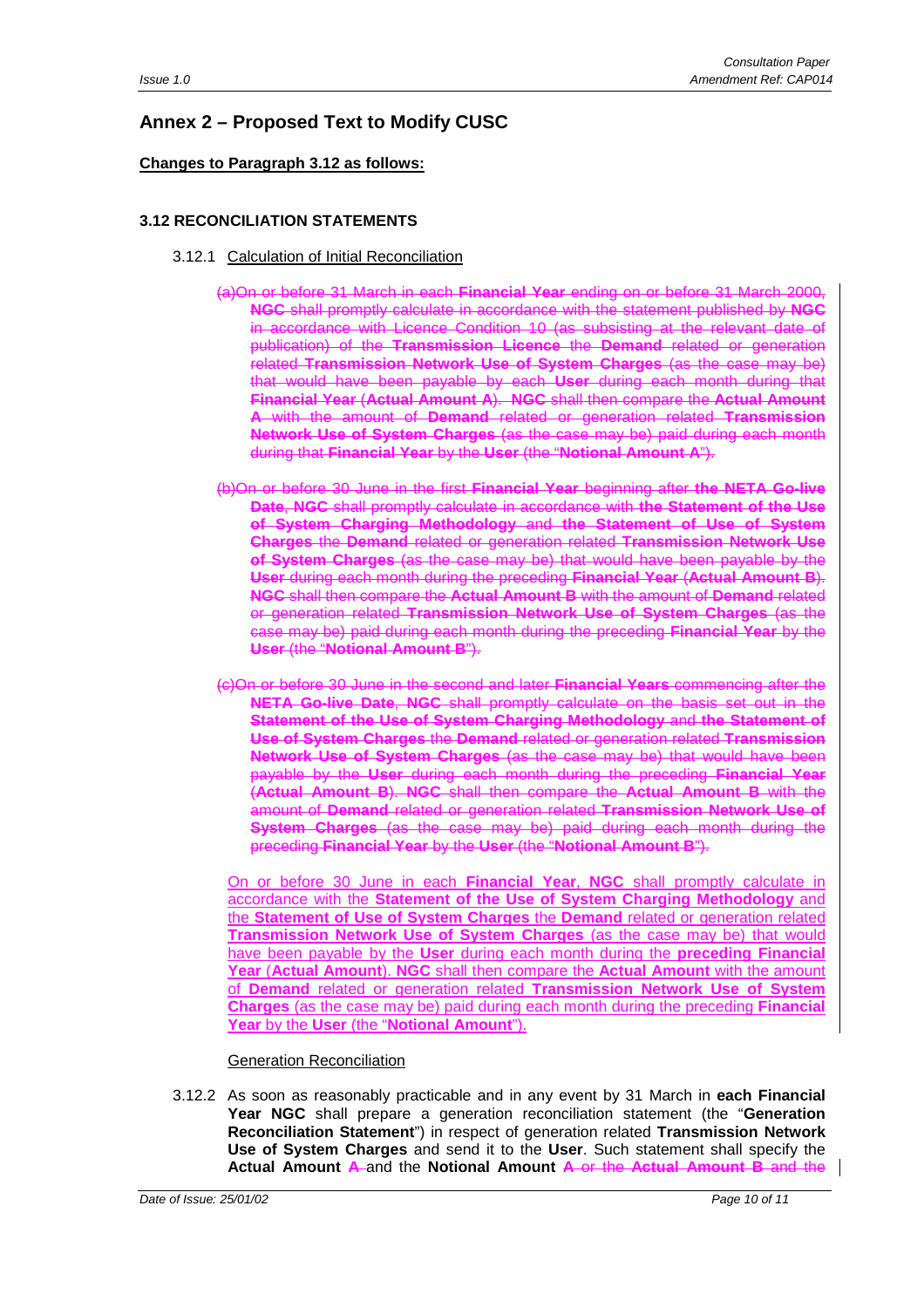## Annex 2 – Proposed Text to Modify CUSC

**Changes to Paragraph 3.12 as follows:**

### 3.12 RECONCILIATION STATEMENTS

3.12.1 Calculation of Initial Reconciliation

~~(a)On or before 31 March in each **Financial Year** ending on or before 31 March 2000, **NGC** shall promptly calculate in accordance with the statement published by **NGC** in accordance with Licence Condition 10 (as subsisting at the relevant date of publication) of the **Transmission Licence** the **Demand** related or generation related **Transmission Network Use of System Charges** (as the case may be) that would have been payable by each **User** during each month during that **Financial Year** (**Actual Amount A**). **NGC** shall then compare the **Actual Amount A** with the amount of **Demand** related or generation related **Transmission Network Use of System Charges** (as the case may be) paid during each month during that **Financial Year** by the **User** (the "**Notional Amount A**").~~

~~(b)On or before 30 June in the first **Financial Year** beginning after **the NETA Go-live Date**, **NGC** shall promptly calculate in accordance with **the Statement of the Use of System Charging Methodology** and **the Statement of Use of System Charges** the **Demand** related or generation related **Transmission Network Use of System Charges** (as the case may be) that would have been payable by the **User** during each month during the preceding **Financial Year** (**Actual Amount B**). **NGC** shall then compare the **Actual Amount B** with the amount of **Demand** related or generation related **Transmission Network Use of System Charges** (as the case may be) paid during each month during the preceding **Financial Year** by the **User** (the "**Notional Amount B**").~~

~~(c)On or before 30 June in the second and later **Financial Years** commencing after the **NETA Go-live Date**, **NGC** shall promptly calculate on the basis set out in the **Statement of the Use of System Charging Methodology** and **the Statement of Use of System Charges** the **Demand** related or generation related **Transmission Network Use of System Charges** (as the case may be) that would have been payable by the **User** during each month during the preceding **Financial Year** (**Actual Amount B**). **NGC** shall then compare the **Actual Amount B** with the amount of **Demand** related or generation related **Transmission Network Use of System Charges** (as the case may be) paid during each month during the preceding **Financial Year** by the **User** (the "**Notional Amount B**").~~

<u>On or before 30 June in each **Financial Year**, **NGC** shall promptly calculate in accordance with the **Statement of the Use of System Charging Methodology** and the **Statement of Use of System Charges** the **Demand** related or generation related **Transmission Network Use of System Charges** (as the case may be) that would have been payable by the **User** during each month during the **preceding Financial Year** (**Actual Amount**). **NGC** shall then compare the **Actual Amount** with the amount of **Demand** related or generation related **Transmission Network Use of System Charges** (as the case may be) paid during each month during the preceding **Financial Year** by the **User** (the "**Notional Amount**").</u>

Generation Reconciliation

3.12.2 As soon as reasonably practicable and in any event by 31 March in **each Financial Year NGC** shall prepare a generation reconciliation statement (the "**Generation Reconciliation Statement**") in respect of generation related **Transmission Network Use of System Charges** and send it to the **User**. Such statement shall specify the **Actual Amount** ~~A~~ and the **Notional Amount** ~~A or the **Actual Amount B** and the~~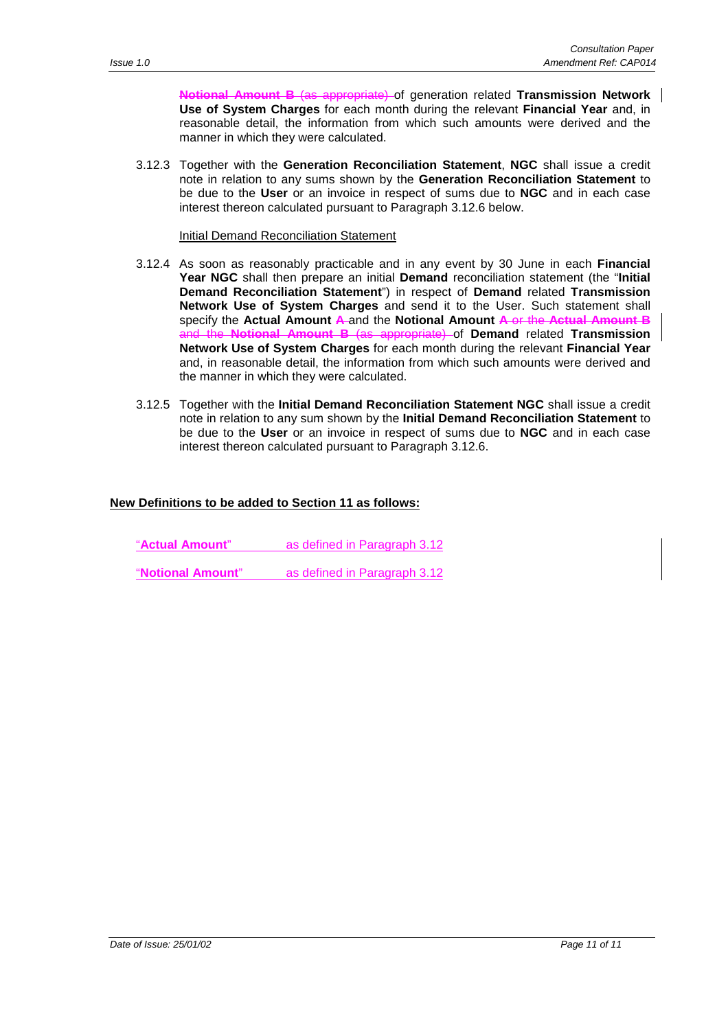~~**Notional Amount B** (as appropriate)~~ of generation related **Transmission Network Use of System Charges** for each month during the relevant **Financial Year** and, in reasonable detail, the information from which such amounts were derived and the manner in which they were calculated.

3.12.3 Together with the **Generation Reconciliation Statement**, **NGC** shall issue a credit note in relation to any sums shown by the **Generation Reconciliation Statement** to be due to the **User** or an invoice in respect of sums due to **NGC** and in each case interest thereon calculated pursuant to Paragraph 3.12.6 below.

<u>Initial Demand Reconciliation Statement</u>

3.12.4 As soon as reasonably practicable and in any event by 30 June in each **Financial Year NGC** shall then prepare an initial **Demand** reconciliation statement (the "**Initial Demand Reconciliation Statement**") in respect of **Demand** related **Transmission Network Use of System Charges** and send it to the User. Such statement shall specify the **Actual Amount** ~~**A**~~ and the **Notional Amount** ~~**A** or the **Actual Amount B** and the **Notional Amount B** (as appropriate)~~ of **Demand** related **Transmission Network Use of System Charges** for each month during the relevant **Financial Year** and, in reasonable detail, the information from which such amounts were derived and the manner in which they were calculated.

3.12.5 Together with the **Initial Demand Reconciliation Statement NGC** shall issue a credit note in relation to any sum shown by the **Initial Demand Reconciliation Statement** to be due to the **User** or an invoice in respect of sums due to **NGC** and in each case interest thereon calculated pursuant to Paragraph 3.12.6.

<u>**New Definitions to be added to Section 11 as follows:**</u>

<u>"**Actual Amount**" as defined in Paragraph 3.12</u>

<u>"**Notional Amount**" as defined in Paragraph 3.12</u>